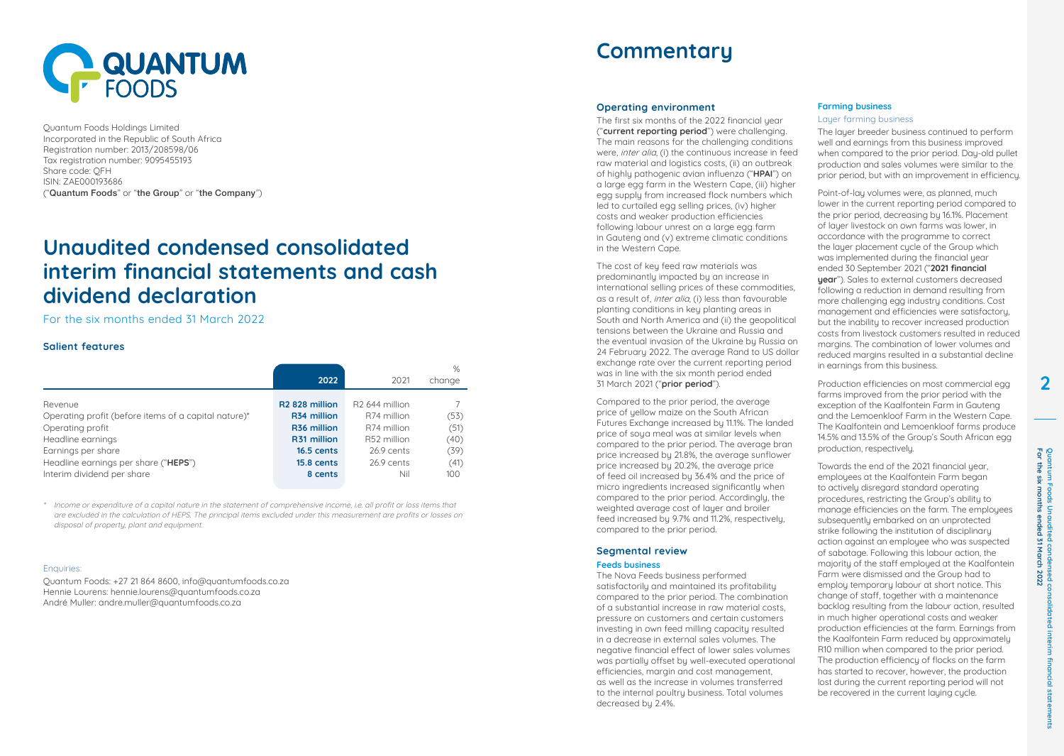# QUANTUM FOODS

Quantum Foods Holdings Limited
Incorporated in the Republic of South Africa
Registration number: 2013/208598/06
Tax registration number: 9095455193
Share code: QFH
ISIN: ZAE000193686
("**Quantum Foods**" or "**the Group**" or "**the Company**")

# Unaudited condensed consolidated interim financial statements and cash dividend declaration

For the six months ended 31 March 2022

## Salient features

| | 2022 | 2021 | % change |
|---|---|---|---|
| Revenue | **R2 828 million** | R2 644 million | 7 |
| Operating profit (before items of a capital nature)* | **R34 million** | R74 million | (53) |
| Operating profit | **R36 million** | R74 million | (51) |
| Headline earnings | **R31 million** | R52 million | (40) |
| Earnings per share | **16.5 cents** | 26.9 cents | (39) |
| Headline earnings per share ("**HEPS**") | **15.8 cents** | 26.9 cents | (41) |
| Interim dividend per share | **8 cents** | Nil | 100 |

\* *Income or expenditure of a capital nature in the statement of comprehensive income, i.e. all profit or loss items that are excluded in the calculation of HEPS. The principal items excluded under this measurement are profits or losses on disposal of property, plant and equipment.*

Enquiries:

Quantum Foods: +27 21 864 8600, info@quantumfoods.co.za
Hennie Lourens: hennie.lourens@quantumfoods.co.za
André Muller: andre.muller@quantumfoods.co.za

# Commentary

## Operating environment

The first six months of the 2022 financial year ("**current reporting period**") were challenging. The main reasons for the challenging conditions were, *inter alia*, (i) the continuous increase in feed raw material and logistics costs, (ii) an outbreak of highly pathogenic avian influenza ("**HPAI**") on a large egg farm in the Western Cape, (iii) higher egg supply from increased flock numbers which led to curtailed egg selling prices, (iv) higher costs and weaker production efficiencies following labour unrest on a large egg farm in Gauteng and (v) extreme climatic conditions in the Western Cape.

The cost of key feed raw materials was predominantly impacted by an increase in international selling prices of these commodities, as a result of, *inter alia*, (i) less than favourable planting conditions in key planting areas in South and North America and (ii) the geopolitical tensions between the Ukraine and Russia and the eventual invasion of the Ukraine by Russia on 24 February 2022. The average Rand to US dollar exchange rate over the current reporting period was in line with the six month period ended 31 March 2021 ("**prior period**").

Compared to the prior period, the average price of yellow maize on the South African Futures Exchange increased by 11.1%. The landed price of soya meal was at similar levels when compared to the prior period. The average bran price increased by 21.8%, the average sunflower price increased by 20.2%, the average price of feed oil increased by 36.4% and the price of micro ingredients increased significantly when compared to the prior period. Accordingly, the weighted average cost of layer and broiler feed increased by 9.7% and 11.2%, respectively, compared to the prior period.

## Segmental review

### Feeds business

The Nova Feeds business performed satisfactorily and maintained its profitability compared to the prior period. The combination of a substantial increase in raw material costs, pressure on customers and certain customers investing in own feed milling capacity resulted in a decrease in external sales volumes. The negative financial effect of lower sales volumes was partially offset by well-executed operational efficiencies, margin and cost management, as well as the increase in volumes transferred to the internal poultry business. Total volumes decreased by 2.4%.

### Farming business

#### Layer farming business

The layer breeder business continued to perform well and earnings from this business improved when compared to the prior period. Day-old pullet production and sales volumes were similar to the prior period, but with an improvement in efficiency.

Point-of-lay volumes were, as planned, much lower in the current reporting period compared to the prior period, decreasing by 16.1%. Placement of layer livestock on own farms was lower, in accordance with the programme to correct the layer placement cycle of the Group which was implemented during the financial year ended 30 September 2021 ("**2021 financial year**"). Sales to external customers decreased following a reduction in demand resulting from more challenging egg industry conditions. Cost management and efficiencies were satisfactory, but the inability to recover increased production costs from livestock customers resulted in reduced margins. The combination of lower volumes and reduced margins resulted in a substantial decline in earnings from this business.

Production efficiencies on most commercial egg farms improved from the prior period with the exception of the Kaalfontein Farm in Gauteng and the Lemoenkloof Farm in the Western Cape. The Kaalfontein and Lemoenkloof farms produce 14.5% and 13.5% of the Group's South African egg production, respectively.

Towards the end of the 2021 financial year, employees at the Kaalfontein Farm began to actively disregard standard operating procedures, restricting the Group's ability to manage efficiencies on the farm. The employees subsequently embarked on an unprotected strike following the institution of disciplinary action against an employee who was suspected of sabotage. Following this labour action, the majority of the staff employed at the Kaalfontein Farm were dismissed and the Group had to employ temporary labour at short notice. This change of staff, together with a maintenance backlog resulting from the labour action, resulted in much higher operational costs and weaker production efficiencies at the farm. Earnings from the Kaalfontein Farm reduced by approximately R10 million when compared to the prior period. The production efficiency of flocks on the farm has started to recover, however, the production lost during the current reporting period will not be recovered in the current laying cycle.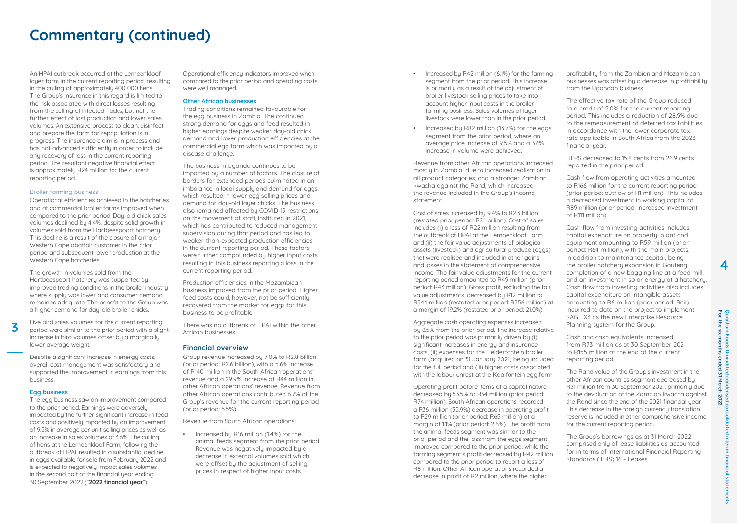# Commentary (continued)

An HPAI outbreak occurred at the Lemoenkloof layer farm in the current reporting period, resulting in the culling of approximately 400 000 hens. The Group's insurance in this regard is limited to the risk associated with direct losses resulting from the culling of infected flocks, but not the further effect of lost production and lower sales volumes. An extensive process to clean, disinfect and prepare the farm for repopulation is in progress. The insurance claim is in process and has not advanced sufficiently in order to include any recovery of loss in the current reporting period. The resultant negative financial effect is approximately R24 million for the current reporting period.

### Broiler farming business

Operational efficiencies achieved in the hatcheries and at commercial broiler farms improved when compared to the prior period. Day-old chick sales volumes declined by 4.4%, despite solid growth in volumes sold from the Hartbeespoort hatchery. This decline is a result of the closure of a major Western Cape abattoir customer in the prior period and subsequent lower production at the Western Cape hatcheries.

The growth in volumes sold from the Hartbeespoort hatchery was supported by improved trading conditions in the broiler industry where supply was lower and consumer demand remained adequate. The benefit to the Group was a higher demand for day-old broiler chicks.

Live bird sales volumes for the current reporting period were similar to the prior period with a slight increase in bird volumes offset by a marginally lower average weight.

Despite a significant increase in energy costs, overall cost management was satisfactory and supported the improvement in earnings from this business.

### Egg business

The egg business saw an improvement compared to the prior period. Earnings were adversely impacted by the further significant increase in feed costs and positively impacted by an improvement of 9.5% in average per unit selling prices as well as an increase in sales volumes of 3.6%. The culling of hens at the Lemoenkloof Farm, following the outbreak of HPAI, resulted in a substantial decline in eggs available for sale from February 2022 and is expected to negatively impact sales volumes in the second half of the financial year ending 30 September 2022 ("**2022 financial year**").

Operational efficiency indicators improved when compared to the prior period and operating costs were well managed.

### Other African businesses

Trading conditions remained favourable for the egg business in Zambia. The continued strong demand for eggs and feed resulted in higher earnings despite weaker day-old chick demand and lower production efficiencies at the commercial egg farm which was impacted by a disease challenge.

The business in Uganda continues to be impacted by a number of factors. The closure of borders for extended periods culminated in an imbalance in local supply and demand for eggs, which resulted in lower egg selling prices and demand for day-old layer chicks. The business also remained affected by COVID-19 restrictions on the movement of staff, instituted in 2021, which has contributed to reduced management supervision during that period and has led to weaker-than-expected production efficiencies in the current reporting period. These factors were further compounded by higher input costs resulting in this business reporting a loss in the current reporting period.

Production efficiencies in the Mozambican business improved from the prior period. Higher feed costs could, however, not be sufficiently recovered from the market for eggs for this business to be profitable.

There was no outbreak of HPAI within the other African businesses.

## Financial overview

Group revenue increased by 7.0% to R2.8 billion (prior period: R2.6 billion), with a 5.6% increase of R140 million in the South African operations' revenue and a 29.9% increase of R44 million in other African operations' revenue. Revenue from other African operations contributed 6.7% of the Group's revenue for the current reporting period (prior period: 5.5%).

Revenue from South African operations:

- Increased by R16 million (1.4%) for the animal feeds segment from the prior period. Revenue was negatively impacted by a decrease in external volumes sold which were offset by the adjustment of selling prices in respect of higher input costs.
- Increased by R42 million (6.1%) for the farming segment from the prior period. This increase is primarily as a result of the adjustment of broiler livestock selling prices to take into account higher input costs in the broiler farming business. Sales volumes of layer livestock were lower than in the prior period.
- Increased by R82 million (13.7%) for the eggs segment from the prior period, where an average price increase of 9.5% and a 3.6% increase in volume were achieved.

Revenue from other African operations increased mostly in Zambia, due to increased realisation in all product categories, and a stronger Zambian kwacha against the Rand, which increased the revenue included in the Group's income statement.

Cost of sales increased by 9.4% to R2.3 billion (restated prior period: R2.1 billion). Cost of sales includes (i) a loss of R22 million resulting from the outbreak of HPAI at the Lemoenkloof Farm and (ii) the fair value adjustments of biological assets (livestock) and agricultural produce (eggs) that were realised and included in other gains and losses in the statement of comprehensive income. The fair value adjustments for the current reporting period amounted to R49 million (prior period: R43 million). Gross profit, excluding the fair value adjustments, decreased by R12 million to R544 million (restated prior period: R556 million) at a margin of 19.2% (restated prior period: 21.0%).

Aggregate cash operating expenses increased by 8.5% from the prior period. The increase relative to the prior period was primarily driven by (i) significant increases in energy and insurance costs, (ii) expenses for the Helderfontein broiler farm (acquired on 31 January 2021) being included for the full period and (iii) higher costs associated with the labour unrest at the Kaalfontein egg farm.

Operating profit before items of a capital nature decreased by 53.5% to R34 million (prior period: R74 million). South African operations recorded a R36 million (55.9%) decrease in operating profit to R29 million (prior period: R65 million) at a margin of 1.1% (prior period: 2.6%). The profit from the animal feeds segment was similar to the prior period and the loss from the eggs segment improved compared to the prior period, while the farming segment's profit decreased by R42 million compared to the prior period to report a loss of R8 million. Other African operations recorded a decrease in profit of R2 million, where the higher profitability from the Zambian and Mozambican businesses was offset by a decrease in profitability from the Ugandan business.

The effective tax rate of the Group reduced to a credit of 5.0% for the current reporting period. This includes a reduction of 28.9% due to the remeasurement of deferred tax liabilities in accordance with the lower corporate tax rate applicable in South Africa from the 2023 financial year.

HEPS decreased to 15.8 cents from 26.9 cents reported in the prior period.

Cash flow from operating activities amounted to R166 million for the current reporting period (prior period: outflow of R1 million). This includes a decreased investment in working capital of R89 million (prior period: increased investment of R111 million).

Cash flow from investing activities includes capital expenditure on property, plant and equipment amounting to R59 million (prior period: R64 million), with the main projects, in addition to maintenance capital, being the broiler hatchery expansion in Gauteng, completion of a new bagging line at a feed mill, and an investment in solar energy at a hatchery. Cash flow from investing activities also includes capital expenditure on intangible assets amounting to R6 million (prior period: Rnil) incurred to date on the project to implement SAGE X3 as the new Enterprise Resource Planning system for the Group.

Cash and cash equivalents increased from R73 million as at 30 September 2021 to R155 million at the end of the current reporting period.

The Rand value of the Group's investment in the other African countries segment decreased by R31 million from 30 September 2021, primarily due to the devaluation of the Zambian kwacha against the Rand since the end of the 2021 financial year. This decrease in the foreign currency translation reserve is included in other comprehensive income for the current reporting period.

The Group's borrowings as at 31 March 2022 comprised only of lease liabilities as accounted for in terms of International Financial Reporting Standards (IFRS) 16 – Leases.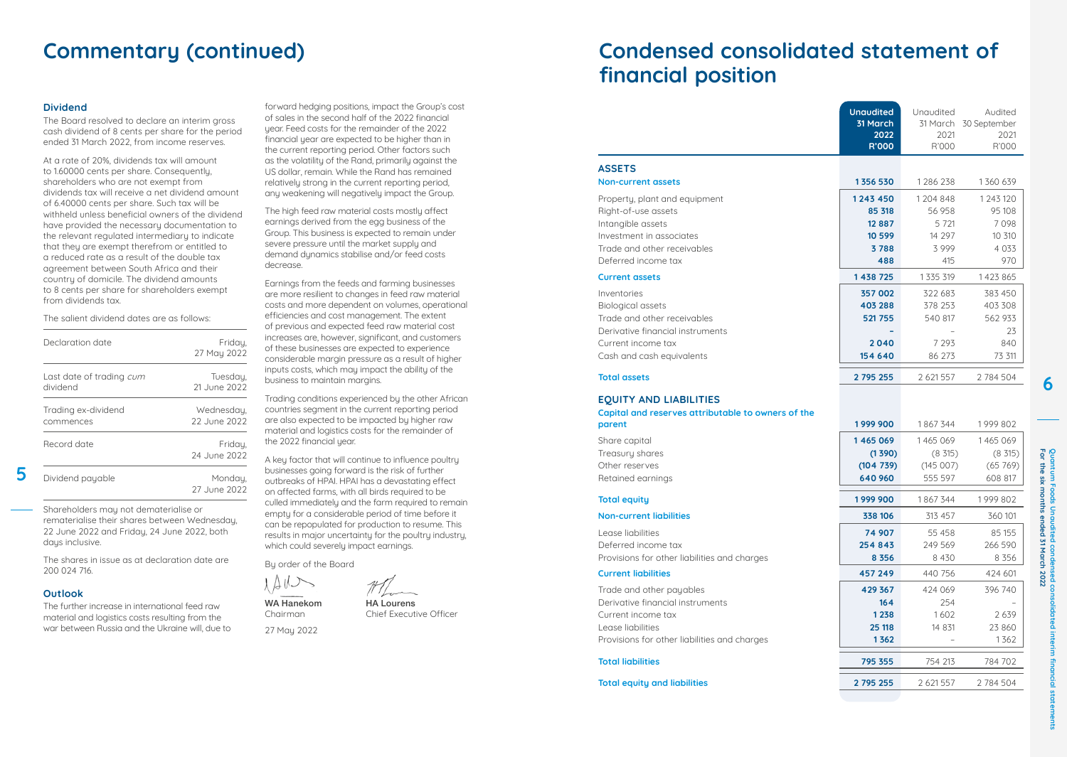# Commentary (continued)

### Dividend

The Board resolved to declare an interim gross cash dividend of 8 cents per share for the period ended 31 March 2022, from income reserves.

At a rate of 20%, dividends tax will amount to 1.60000 cents per share. Consequently, shareholders who are not exempt from dividends tax will receive a net dividend amount of 6.40000 cents per share. Such tax will be withheld unless beneficial owners of the dividend have provided the necessary documentation to the relevant regulated intermediary to indicate that they are exempt therefrom or entitled to a reduced rate as a result of the double tax agreement between South Africa and their country of domicile. The dividend amounts to 8 cents per share for shareholders exempt from dividends tax.

The salient dividend dates are as follows:

| | |
|---|---|
| Declaration date | Friday, 27 May 2022 |
| Last date of trading *cum* dividend | Tuesday, 21 June 2022 |
| Trading ex-dividend commences | Wednesday, 22 June 2022 |
| Record date | Friday, 24 June 2022 |
| Dividend payable | Monday, 27 June 2022 |

Shareholders may not dematerialise or rematerialise their shares between Wednesday, 22 June 2022 and Friday, 24 June 2022, both days inclusive.

The shares in issue as at declaration date are 200 024 716.

### Outlook

The further increase in international feed raw material and logistics costs resulting from the war between Russia and the Ukraine will, due to forward hedging positions, impact the Group's cost of sales in the second half of the 2022 financial year. Feed costs for the remainder of the 2022 financial year are expected to be higher than in the current reporting period. Other factors such as the volatility of the Rand, primarily against the US dollar, remain. While the Rand has remained relatively strong in the current reporting period, any weakening will negatively impact the Group.

The high feed raw material costs mostly affect earnings derived from the egg business of the Group. This business is expected to remain under severe pressure until the market supply and demand dynamics stabilise and/or feed costs decrease.

Earnings from the feeds and farming businesses are more resilient to changes in feed raw material costs and more dependent on volumes, operational efficiencies and cost management. The extent of previous and expected feed raw material cost increases are, however, significant, and customers of these businesses are expected to experience considerable margin pressure as a result of higher inputs costs, which may impact the ability of the business to maintain margins.

Trading conditions experienced by the other African countries segment in the current reporting period are also expected to be impacted by higher raw material and logistics costs for the remainder of the 2022 financial year.

A key factor that will continue to influence poultry businesses going forward is the risk of further outbreaks of HPAI. HPAI has a devastating effect on affected farms, with all birds required to be culled immediately and the farm required to remain empty for a considerable period of time before it can be repopulated for production to resume. This results in major uncertainty for the poultry industry, which could severely impact earnings.

By order of the Board

**WA Hanekom**
Chairman

**HA Lourens**
Chief Executive Officer

27 May 2022

# Condensed consolidated statement of financial position

| | **Unaudited 31 March 2022 R'000** | Unaudited 31 March 2021 R'000 | Audited 30 September 2021 R'000 |
|---|---|---|---|
| **ASSETS** | | | |
| **Non-current assets** | **1 356 530** | 1 286 238 | 1 360 639 |
| Property, plant and equipment | **1 243 450** | 1 204 848 | 1 243 120 |
| Right-of-use assets | **85 318** | 56 958 | 95 108 |
| Intangible assets | **12 887** | 5 721 | 7 098 |
| Investment in associates | **10 599** | 14 297 | 10 310 |
| Trade and other receivables | **3 788** | 3 999 | 4 033 |
| Deferred income tax | **488** | 415 | 970 |
| **Current assets** | **1 438 725** | 1 335 319 | 1 423 865 |
| Inventories | **357 002** | 322 683 | 383 450 |
| Biological assets | **403 288** | 378 253 | 403 308 |
| Trade and other receivables | **521 755** | 540 817 | 562 933 |
| Derivative financial instruments | **–** | – | 23 |
| Current income tax | **2 040** | 7 293 | 840 |
| Cash and cash equivalents | **154 640** | 86 273 | 73 311 |
| **Total assets** | **2 795 255** | 2 621 557 | 2 784 504 |
| **EQUITY AND LIABILITIES** | | | |
| **Capital and reserves attributable to owners of the parent** | **1 999 900** | 1 867 344 | 1 999 802 |
| Share capital | **1 465 069** | 1 465 069 | 1 465 069 |
| Treasury shares | **(1 390)** | (8 315) | (8 315) |
| Other reserves | **(104 739)** | (145 007) | (65 769) |
| Retained earnings | **640 960** | 555 597 | 608 817 |
| **Total equity** | **1 999 900** | 1 867 344 | 1 999 802 |
| **Non-current liabilities** | **338 106** | 313 457 | 360 101 |
| Lease liabilities | **74 907** | 55 458 | 85 155 |
| Deferred income tax | **254 843** | 249 569 | 266 590 |
| Provisions for other liabilities and charges | **8 356** | 8 430 | 8 356 |
| **Current liabilities** | **457 249** | 440 756 | 424 601 |
| Trade and other payables | **429 367** | 424 069 | 396 740 |
| Derivative financial instruments | **164** | 254 | – |
| Current income tax | **1 238** | 1 602 | 2 639 |
| Lease liabilities | **25 118** | 14 831 | 23 860 |
| Provisions for other liabilities and charges | **1 362** | – | 1 362 |
| **Total liabilities** | **795 355** | 754 213 | 784 702 |
| **Total equity and liabilities** | **2 795 255** | 2 621 557 | 2 784 504 |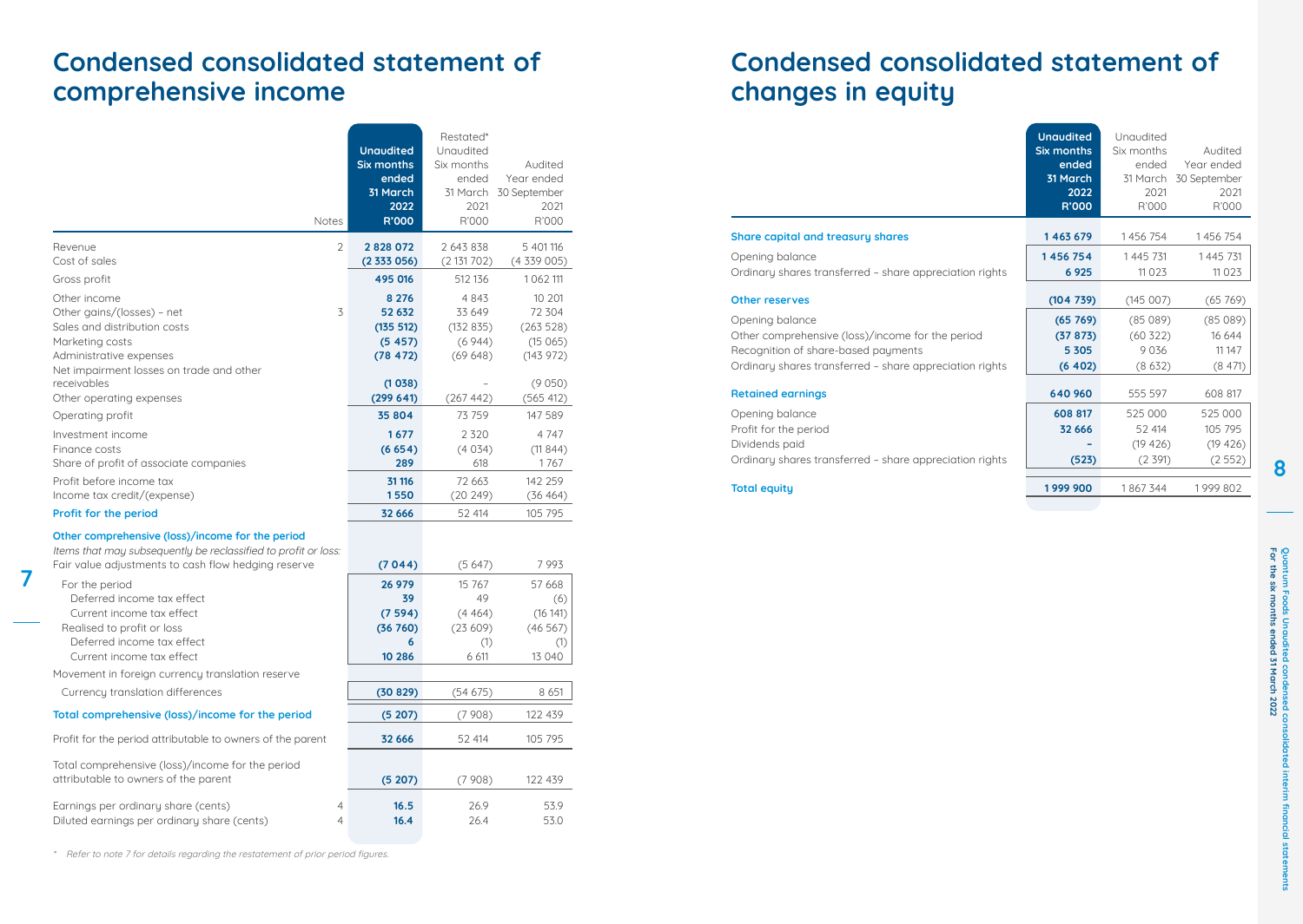# Condensed consolidated statement of comprehensive income

| | Notes | Unaudited Six months ended 31 March 2022 R'000 | Restated* Unaudited Six months ended 31 March 2021 R'000 | Audited Year ended 30 September 2021 R'000 |
|---|---|---|---|---|
| Revenue | 2 | **2 828 072** | 2 643 838 | 5 401 116 |
| Cost of sales | | **(2 333 056)** | (2 131 702) | (4 339 005) |
| Gross profit | | **495 016** | 512 136 | 1 062 111 |
| Other income | | **8 276** | 4 843 | 10 201 |
| Other gains/(losses) – net | 3 | **52 632** | 33 649 | 72 304 |
| Sales and distribution costs | | **(135 512)** | (132 835) | (263 528) |
| Marketing costs | | **(5 457)** | (6 944) | (15 065) |
| Administrative expenses | | **(78 472)** | (69 648) | (143 972) |
| Net impairment losses on trade and other receivables | | **(1 038)** | – | (9 050) |
| Other operating expenses | | **(299 641)** | (267 442) | (565 412) |
| Operating profit | | **35 804** | 73 759 | 147 589 |
| Investment income | | **1 677** | 2 320 | 4 747 |
| Finance costs | | **(6 654)** | (4 034) | (11 844) |
| Share of profit of associate companies | | **289** | 618 | 1 767 |
| Profit before income tax | | **31 116** | 72 663 | 142 259 |
| Income tax credit/(expense) | | **1 550** | (20 249) | (36 464) |
| **Profit for the period** | | **32 666** | 52 414 | 105 795 |
| **Other comprehensive (loss)/income for the period** | | | | |
| *Items that may subsequently be reclassified to profit or loss:* | | | | |
| Fair value adjustments to cash flow hedging reserve | | **(7 044)** | (5 647) | 7 993 |
| For the period | | **26 979** | 15 767 | 57 668 |
| Deferred income tax effect | | **39** | 49 | (6) |
| Current income tax effect | | **(7 594)** | (4 464) | (16 141) |
| Realised to profit or loss | | **(36 760)** | (23 609) | (46 567) |
| Deferred income tax effect | | **6** | (1) | (1) |
| Current income tax effect | | **10 286** | 6 611 | 13 040 |
| Movement in foreign currency translation reserve | | | | |
| Currency translation differences | | **(30 829)** | (54 675) | 8 651 |
| **Total comprehensive (loss)/income for the period** | | **(5 207)** | (7 908) | 122 439 |
| Profit for the period attributable to owners of the parent | | **32 666** | 52 414 | 105 795 |
| Total comprehensive (loss)/income for the period attributable to owners of the parent | | **(5 207)** | (7 908) | 122 439 |
| Earnings per ordinary share (cents) | 4 | **16.5** | 26.9 | 53.9 |
| Diluted earnings per ordinary share (cents) | 4 | **16.4** | 26.4 | 53.0 |

*\* Refer to note 7 for details regarding the restatement of prior period figures.*

# Condensed consolidated statement of changes in equity

| | Unaudited Six months ended 31 March 2022 R'000 | Unaudited Six months ended 31 March 2021 R'000 | Audited Year ended 30 September 2021 R'000 |
|---|---|---|---|
| **Share capital and treasury shares** | **1 463 679** | 1 456 754 | 1 456 754 |
| Opening balance | **1 456 754** | 1 445 731 | 1 445 731 |
| Ordinary shares transferred – share appreciation rights | **6 925** | 11 023 | 11 023 |
| **Other reserves** | **(104 739)** | (145 007) | (65 769) |
| Opening balance | **(65 769)** | (85 089) | (85 089) |
| Other comprehensive (loss)/income for the period | **(37 873)** | (60 322) | 16 644 |
| Recognition of share-based payments | **5 305** | 9 036 | 11 147 |
| Ordinary shares transferred – share appreciation rights | **(6 402)** | (8 632) | (8 471) |
| **Retained earnings** | **640 960** | 555 597 | 608 817 |
| Opening balance | **608 817** | 525 000 | 525 000 |
| Profit for the period | **32 666** | 52 414 | 105 795 |
| Dividends paid | **–** | (19 426) | (19 426) |
| Ordinary shares transferred – share appreciation rights | **(523)** | (2 391) | (2 552) |
| **Total equity** | **1 999 900** | 1 867 344 | 1 999 802 |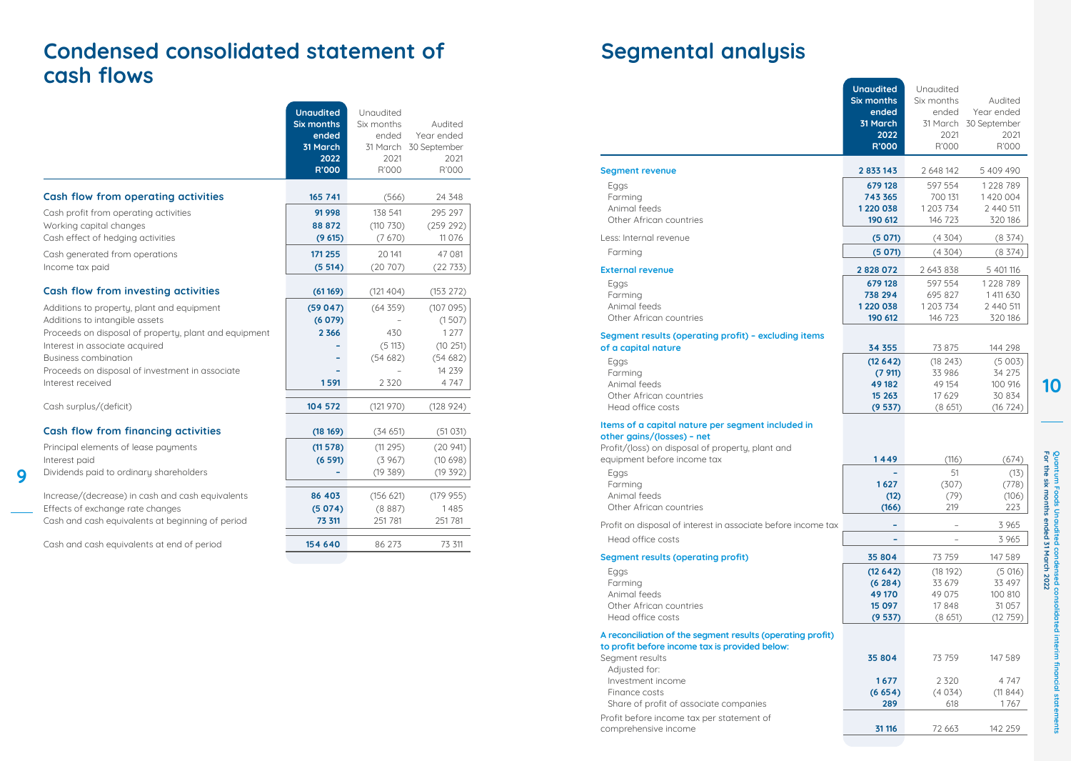# Condensed consolidated statement of cash flows

| | Unaudited Six months ended 31 March 2022 R'000 | Unaudited Six months ended 31 March 2021 R'000 | Audited Year ended 30 September 2021 R'000 |
|---|---|---|---|
| **Cash flow from operating activities** | **165 741** | (566) | 24 348 |
| Cash profit from operating activities | **91 998** | 138 541 | 295 297 |
| Working capital changes | **88 872** | (110 730) | (259 292) |
| Cash effect of hedging activities | **(9 615)** | (7 670) | 11 076 |
| Cash generated from operations | **171 255** | 20 141 | 47 081 |
| Income tax paid | **(5 514)** | (20 707) | (22 733) |
| **Cash flow from investing activities** | **(61 169)** | (121 404) | (153 272) |
| Additions to property, plant and equipment | **(59 047)** | (64 359) | (107 095) |
| Additions to intangible assets | **(6 079)** | – | (1 507) |
| Proceeds on disposal of property, plant and equipment | **2 366** | 430 | 1 277 |
| Interest in associate acquired | **–** | (5 113) | (10 251) |
| Business combination | **–** | (54 682) | (54 682) |
| Proceeds on disposal of investment in associate | **–** | – | 14 239 |
| Interest received | **1 591** | 2 320 | 4 747 |
| Cash surplus/(deficit) | **104 572** | (121 970) | (128 924) |
| **Cash flow from financing activities** | **(18 169)** | (34 651) | (51 031) |
| Principal elements of lease payments | **(11 578)** | (11 295) | (20 941) |
| Interest paid | **(6 591)** | (3 967) | (10 698) |
| Dividends paid to ordinary shareholders | **–** | (19 389) | (19 392) |
| Increase/(decrease) in cash and cash equivalents | **86 403** | (156 621) | (179 955) |
| Effects of exchange rate changes | **(5 074)** | (8 887) | 1 485 |
| Cash and cash equivalents at beginning of period | **73 311** | 251 781 | 251 781 |
| Cash and cash equivalents at end of period | **154 640** | 86 273 | 73 311 |

# Segmental analysis

| | Unaudited Six months ended 31 March 2022 R'000 | Unaudited Six months ended 31 March 2021 R'000 | Audited Year ended 30 September 2021 R'000 |
|---|---|---|---|
| **Segment revenue** | **2 833 143** | 2 648 142 | 5 409 490 |
| Eggs | **679 128** | 597 554 | 1 228 789 |
| Farming | **743 365** | 700 131 | 1 420 004 |
| Animal feeds | **1 220 038** | 1 203 734 | 2 440 511 |
| Other African countries | **190 612** | 146 723 | 320 186 |
| Less: Internal revenue | **(5 071)** | (4 304) | (8 374) |
| Farming | **(5 071)** | (4 304) | (8 374) |
| **External revenue** | **2 828 072** | 2 643 838 | 5 401 116 |
| Eggs | **679 128** | 597 554 | 1 228 789 |
| Farming | **738 294** | 695 827 | 1 411 630 |
| Animal feeds | **1 220 038** | 1 203 734 | 2 440 511 |
| Other African countries | **190 612** | 146 723 | 320 186 |
| **Segment results (operating profit) – excluding items of a capital nature** | **34 355** | 73 875 | 144 298 |
| Eggs | **(12 642)** | (18 243) | (5 003) |
| Farming | **(7 911)** | 33 986 | 34 275 |
| Animal feeds | **49 182** | 49 154 | 100 916 |
| Other African countries | **15 263** | 17 629 | 30 834 |
| Head office costs | **(9 537)** | (8 651) | (16 724) |
| **Items of a capital nature per segment included in other gains/(losses) – net** | | | |
| Profit/(loss) on disposal of property, plant and equipment before income tax | **1 449** | (116) | (674) |
| Eggs | **–** | 51 | (13) |
| Farming | **1 627** | (307) | (778) |
| Animal feeds | **(12)** | (79) | (106) |
| Other African countries | **(166)** | 219 | 223 |
| Profit on disposal of interest in associate before income tax | **–** | – | 3 965 |
| Head office costs | **–** | – | 3 965 |
| **Segment results (operating profit)** | **35 804** | 73 759 | 147 589 |
| Eggs | **(12 642)** | (18 192) | (5 016) |
| Farming | **(6 284)** | 33 679 | 33 497 |
| Animal feeds | **49 170** | 49 075 | 100 810 |
| Other African countries | **15 097** | 17 848 | 31 057 |
| Head office costs | **(9 537)** | (8 651) | (12 759) |
| **A reconciliation of the segment results (operating profit) to profit before income tax is provided below:** | | | |
| Segment results | **35 804** | 73 759 | 147 589 |
| Adjusted for: | | | |
| Investment income | **1 677** | 2 320 | 4 747 |
| Finance costs | **(6 654)** | (4 034) | (11 844) |
| Share of profit of associate companies | **289** | 618 | 1 767 |
| Profit before income tax per statement of comprehensive income | **31 116** | 72 663 | 142 259 |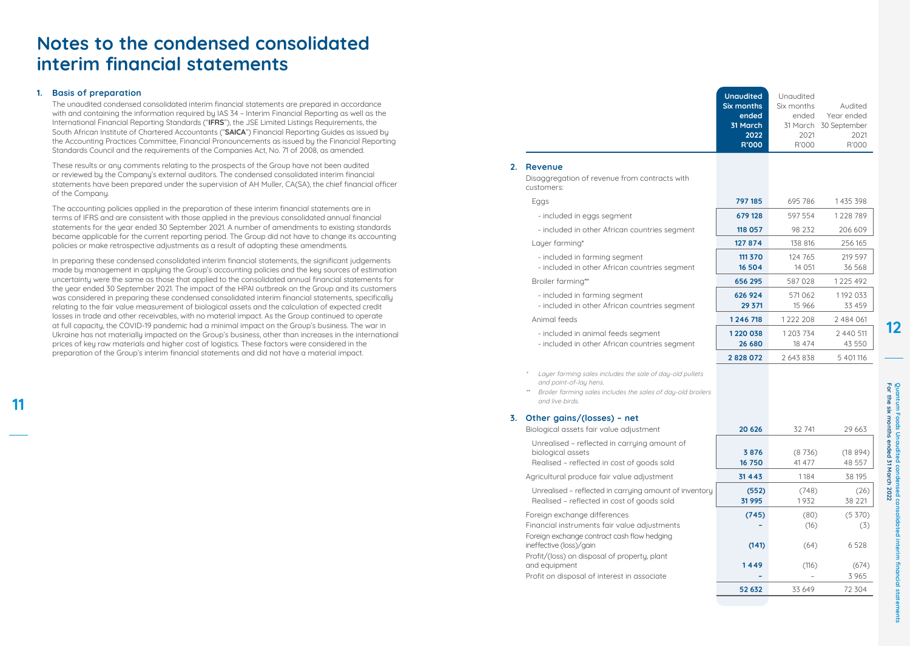# Notes to the condensed consolidated interim financial statements

## 1. Basis of preparation

The unaudited condensed consolidated interim financial statements are prepared in accordance with and containing the information required by IAS 34 – Interim Financial Reporting as well as the International Financial Reporting Standards ("**IFRS**"), the JSE Limited Listings Requirements, the South African Institute of Chartered Accountants ("**SAICA**") Financial Reporting Guides as issued by the Accounting Practices Committee, Financial Pronouncements as issued by the Financial Reporting Standards Council and the requirements of the Companies Act, No. 71 of 2008, as amended.

These results or any comments relating to the prospects of the Group have not been audited or reviewed by the Company's external auditors. The condensed consolidated interim financial statements have been prepared under the supervision of AH Muller, CA(SA), the chief financial officer of the Company.

The accounting policies applied in the preparation of these interim financial statements are in terms of IFRS and are consistent with those applied in the previous consolidated annual financial statements for the year ended 30 September 2021. A number of amendments to existing standards became applicable for the current reporting period. The Group did not have to change its accounting policies or make retrospective adjustments as a result of adopting these amendments.

In preparing these condensed consolidated interim financial statements, the significant judgements made by management in applying the Group's accounting policies and the key sources of estimation uncertainty were the same as those that applied to the consolidated annual financial statements for the year ended 30 September 2021. The impact of the HPAI outbreak on the Group and its customers was considered in preparing these condensed consolidated interim financial statements, specifically relating to the fair value measurement of biological assets and the calculation of expected credit losses in trade and other receivables, with no material impact. As the Group continued to operate at full capacity, the COVID-19 pandemic had a minimal impact on the Group's business. The war in Ukraine has not materially impacted on the Group's business, other than increases in the international prices of key raw materials and higher cost of logistics. These factors were considered in the preparation of the Group's interim financial statements and did not have a material impact.

| | **Unaudited Six months ended 31 March 2022 R'000** | Unaudited Six months ended 31 March 2021 R'000 | Audited Year ended 30 September 2021 R'000 |
|---|---|---|---|
| **2. Revenue** | | | |
| Disaggregation of revenue from contracts with customers: | | | |
| Eggs | **797 185** | 695 786 | 1 435 398 |
| - included in eggs segment | **679 128** | 597 554 | 1 228 789 |
| - included in other African countries segment | **118 057** | 98 232 | 206 609 |
| Layer farming* | **127 874** | 138 816 | 256 165 |
| - included in farming segment | **111 370** | 124 765 | 219 597 |
| - included in other African countries segment | **16 504** | 14 051 | 36 568 |
| Broiler farming** | **656 295** | 587 028 | 1 225 492 |
| - included in farming segment | **626 924** | 571 062 | 1 192 033 |
| - included in other African countries segment | **29 371** | 15 966 | 33 459 |
| Animal feeds | **1 246 718** | 1 222 208 | 2 484 061 |
| - included in animal feeds segment | **1 220 038** | 1 203 734 | 2 440 511 |
| - included in other African countries segment | **26 680** | 18 474 | 43 550 |
| | **2 828 072** | 2 643 838 | 5 401 116 |

\* *Layer farming sales includes the sale of day-old pullets and point-of-lay hens.*

\*\* *Broiler farming sales includes the sales of day-old broilers and live birds.*

| | **Unaudited Six months ended 31 March 2022 R'000** | Unaudited Six months ended 31 March 2021 R'000 | Audited Year ended 30 September 2021 R'000 |
|---|---|---|---|
| **3. Other gains/(losses) – net** | | | |
| Biological assets fair value adjustment | **20 626** | 32 741 | 29 663 |
| Unrealised – reflected in carrying amount of biological assets | **3 876** | (8 736) | (18 894) |
| Realised – reflected in cost of goods sold | **16 750** | 41 477 | 48 557 |
| Agricultural produce fair value adjustment | **31 443** | 1 184 | 38 195 |
| Unrealised – reflected in carrying amount of inventory | **(552)** | (748) | (26) |
| Realised – reflected in cost of goods sold | **31 995** | 1 932 | 38 221 |
| Foreign exchange differences | **(745)** | (80) | (5 370) |
| Financial instruments fair value adjustments | **–** | (16) | (3) |
| Foreign exchange contract cash flow hedging ineffective (loss)/gain | **(141)** | (64) | 6 528 |
| Profit/(loss) on disposal of property, plant and equipment | **1 449** | (116) | (674) |
| Profit on disposal of interest in associate | **–** | – | 3 965 |
| | **52 632** | 33 649 | 72 304 |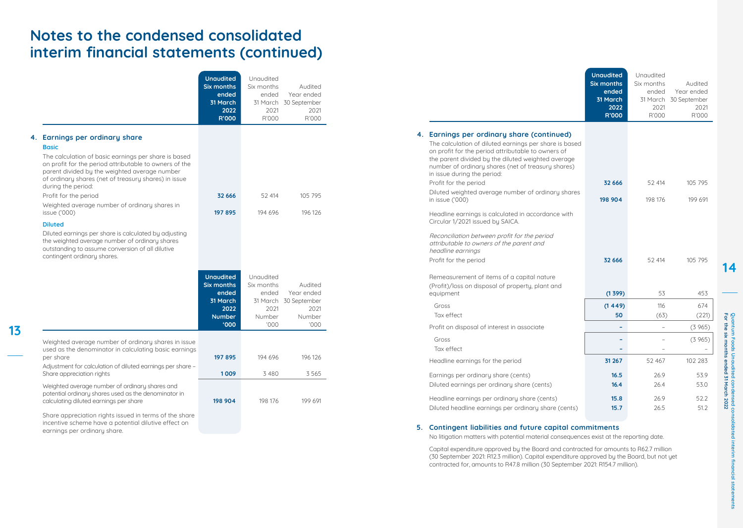# Notes to the condensed consolidated interim financial statements (continued)

| | Unaudited Six months ended 31 March 2022 R'000 | Unaudited Six months ended 31 March 2021 R'000 | Audited Year ended 30 September 2021 R'000 |
|---|---|---|---|
| **4. Earnings per ordinary share** | | | |
| **Basic** | | | |
| The calculation of basic earnings per share is based on profit for the period attributable to owners of the parent divided by the weighted average number of ordinary shares (net of treasury shares) in issue during the period: | | | |
| Profit for the period | **32 666** | 52 414 | 105 795 |
| Weighted average number of ordinary shares in issue ('000) | **197 895** | 194 696 | 196 126 |
| **Diluted** | | | |
| Diluted earnings per share is calculated by adjusting the weighted average number of ordinary shares outstanding to assume conversion of all dilutive contingent ordinary shares. | | | |

| | Unaudited Six months ended 31 March 2022 Number '000 | Unaudited Six months ended 31 March 2021 Number '000 | Audited Year ended 30 September 2021 Number '000 |
|---|---|---|---|
| Weighted average number of ordinary shares in issue used as the denominator in calculating basic earnings per share | **197 895** | 194 696 | 196 126 |
| Adjustment for calculation of diluted earnings per share – Share appreciation rights | **1 009** | 3 480 | 3 565 |
| Weighted average number of ordinary shares and potential ordinary shares used as the denominator in calculating diluted earnings per share | **198 904** | 198 176 | 199 691 |

Share appreciation rights issued in terms of the share incentive scheme have a potential dilutive effect on earnings per ordinary share.

| | Unaudited Six months ended 31 March 2022 R'000 | Unaudited Six months ended 31 March 2021 R'000 | Audited Year ended 30 September 2021 R'000 |
|---|---|---|---|
| **4. Earnings per ordinary share (continued)** | | | |
| The calculation of diluted earnings per share is based on profit for the period attributable to owners of the parent divided by the diluted weighted average number of ordinary shares (net of treasury shares) in issue during the period: | | | |
| Profit for the period | **32 666** | 52 414 | 105 795 |
| Diluted weighted average number of ordinary shares in issue ('000) | **198 904** | 198 176 | 199 691 |
| Headline earnings is calculated in accordance with Circular 1/2021 issued by SAICA. | | | |
| *Reconciliation between profit for the period attributable to owners of the parent and headline earnings* | | | |
| Profit for the period | **32 666** | 52 414 | 105 795 |
| Remeasurement of items of a capital nature | | | |
| (Profit)/loss on disposal of property, plant and equipment | **(1 399)** | 53 | 453 |
| Gross | **(1 449)** | 116 | 674 |
| Tax effect | **50** | (63) | (221) |
| Profit on disposal of interest in associate | **–** | – | (3 965) |
| Gross | **–** | – | (3 965) |
| Tax effect | **–** | – | – |
| Headline earnings for the period | **31 267** | 52 467 | 102 283 |
| Earnings per ordinary share (cents) | **16.5** | 26.9 | 53.9 |
| Diluted earnings per ordinary share (cents) | **16.4** | 26.4 | 53.0 |
| Headline earnings per ordinary share (cents) | **15.8** | 26.9 | 52.2 |
| Diluted headline earnings per ordinary share (cents) | **15.7** | 26.5 | 51.2 |

## 5. Contingent liabilities and future capital commitments

No litigation matters with potential material consequences exist at the reporting date.

Capital expenditure approved by the Board and contracted for amounts to R62.7 million (30 September 2021: R12.3 million). Capital expenditure approved by the Board, but not yet contracted for, amounts to R47.8 million (30 September 2021: R154.7 million).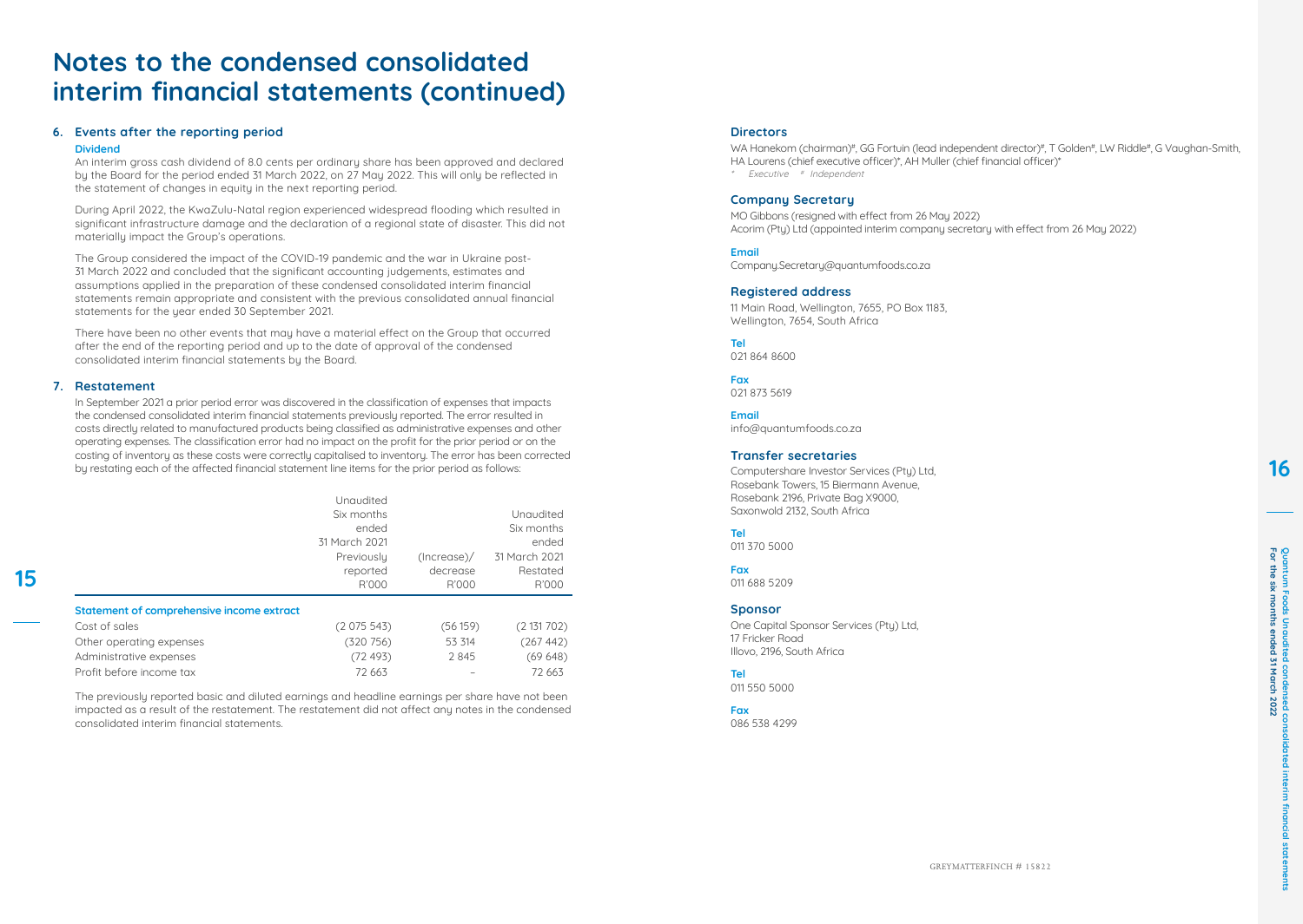# Notes to the condensed consolidated interim financial statements (continued)

## 6. Events after the reporting period

### Dividend

An interim gross cash dividend of 8.0 cents per ordinary share has been approved and declared by the Board for the period ended 31 March 2022, on 27 May 2022. This will only be reflected in the statement of changes in equity in the next reporting period.

During April 2022, the KwaZulu-Natal region experienced widespread flooding which resulted in significant infrastructure damage and the declaration of a regional state of disaster. This did not materially impact the Group's operations.

The Group considered the impact of the COVID-19 pandemic and the war in Ukraine post-31 March 2022 and concluded that the significant accounting judgements, estimates and assumptions applied in the preparation of these condensed consolidated interim financial statements remain appropriate and consistent with the previous consolidated annual financial statements for the year ended 30 September 2021.

There have been no other events that may have a material effect on the Group that occurred after the end of the reporting period and up to the date of approval of the condensed consolidated interim financial statements by the Board.

## 7. Restatement

In September 2021 a prior period error was discovered in the classification of expenses that impacts the condensed consolidated interim financial statements previously reported. The error resulted in costs directly related to manufactured products being classified as administrative expenses and other operating expenses. The classification error had no impact on the profit for the prior period or on the costing of inventory as these costs were correctly capitalised to inventory. The error has been corrected by restating each of the affected financial statement line items for the prior period as follows:

| | Unaudited Six months ended 31 March 2021 Previously reported R'000 | (Increase)/ decrease R'000 | Unaudited Six months ended 31 March 2021 Restated R'000 |
|---|---|---|---|
| **Statement of comprehensive income extract** | | | |
| Cost of sales | (2 075 543) | (56 159) | (2 131 702) |
| Other operating expenses | (320 756) | 53 314 | (267 442) |
| Administrative expenses | (72 493) | 2 845 | (69 648) |
| Profit before income tax | 72 663 | – | 72 663 |

The previously reported basic and diluted earnings and headline earnings per share have not been impacted as a result of the restatement. The restatement did not affect any notes in the condensed consolidated interim financial statements.

### Directors

WA Hanekom (chairman)#, GG Fortuin (lead independent director)#, T Golden#, LW Riddle#, G Vaughan-Smith, HA Lourens (chief executive officer)*, AH Muller (chief financial officer)*

*\* Executive # Independent*

### Company Secretary

MO Gibbons (resigned with effect from 26 May 2022)
Acorim (Pty) Ltd (appointed interim company secretary with effect from 26 May 2022)

**Email**
Company.Secretary@quantumfoods.co.za

### Registered address

11 Main Road, Wellington, 7655, PO Box 1183, Wellington, 7654, South Africa

**Tel**
021 864 8600

**Fax**
021 873 5619

**Email**
info@quantumfoods.co.za

### Transfer secretaries

Computershare Investor Services (Pty) Ltd, Rosebank Towers, 15 Biermann Avenue, Rosebank 2196, Private Bag X9000, Saxonwold 2132, South Africa

**Tel**
011 370 5000

**Fax**
011 688 5209

### Sponsor

One Capital Sponsor Services (Pty) Ltd, 17 Fricker Road Illovo, 2196, South Africa

**Tel**
011 550 5000

**Fax**
086 538 4299

GREYMATTERFINCH # 15822